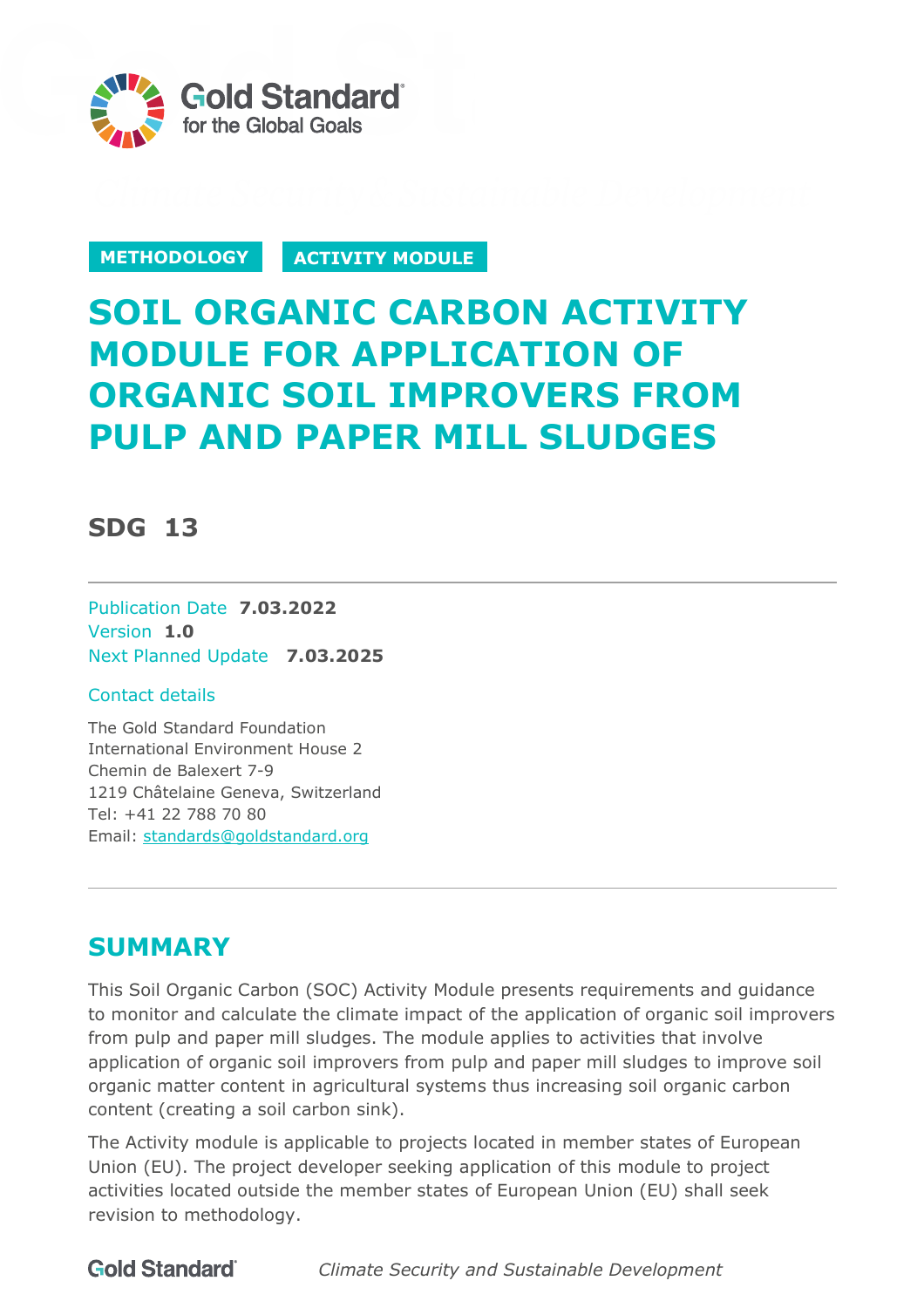Gold Standard for the Global Goals

METHODOLOGY ACTIVITY MODULE

# SOIL ORGANIC CARBON ACTIVITY MODULE FOR APPLICATION OF ORGANIC SOIL IMPROVERS FROM PULP AND PAPER MILL SLUDGES

## SDG 13

Publication Date **7.03.2022**
Version **1.0**
Next Planned Update **7.03.2025**

Contact details

The Gold Standard Foundation
International Environment House 2
Chemin de Balexert 7-9
1219 Châtelaine Geneva, Switzerland
Tel: +41 22 788 70 80
Email: standards@goldstandard.org

## SUMMARY

This Soil Organic Carbon (SOC) Activity Module presents requirements and guidance to monitor and calculate the climate impact of the application of organic soil improvers from pulp and paper mill sludges. The module applies to activities that involve application of organic soil improvers from pulp and paper mill sludges to improve soil organic matter content in agricultural systems thus increasing soil organic carbon content (creating a soil carbon sink).

The Activity module is applicable to projects located in member states of European Union (EU). The project developer seeking application of this module to project activities located outside the member states of European Union (EU) shall seek revision to methodology.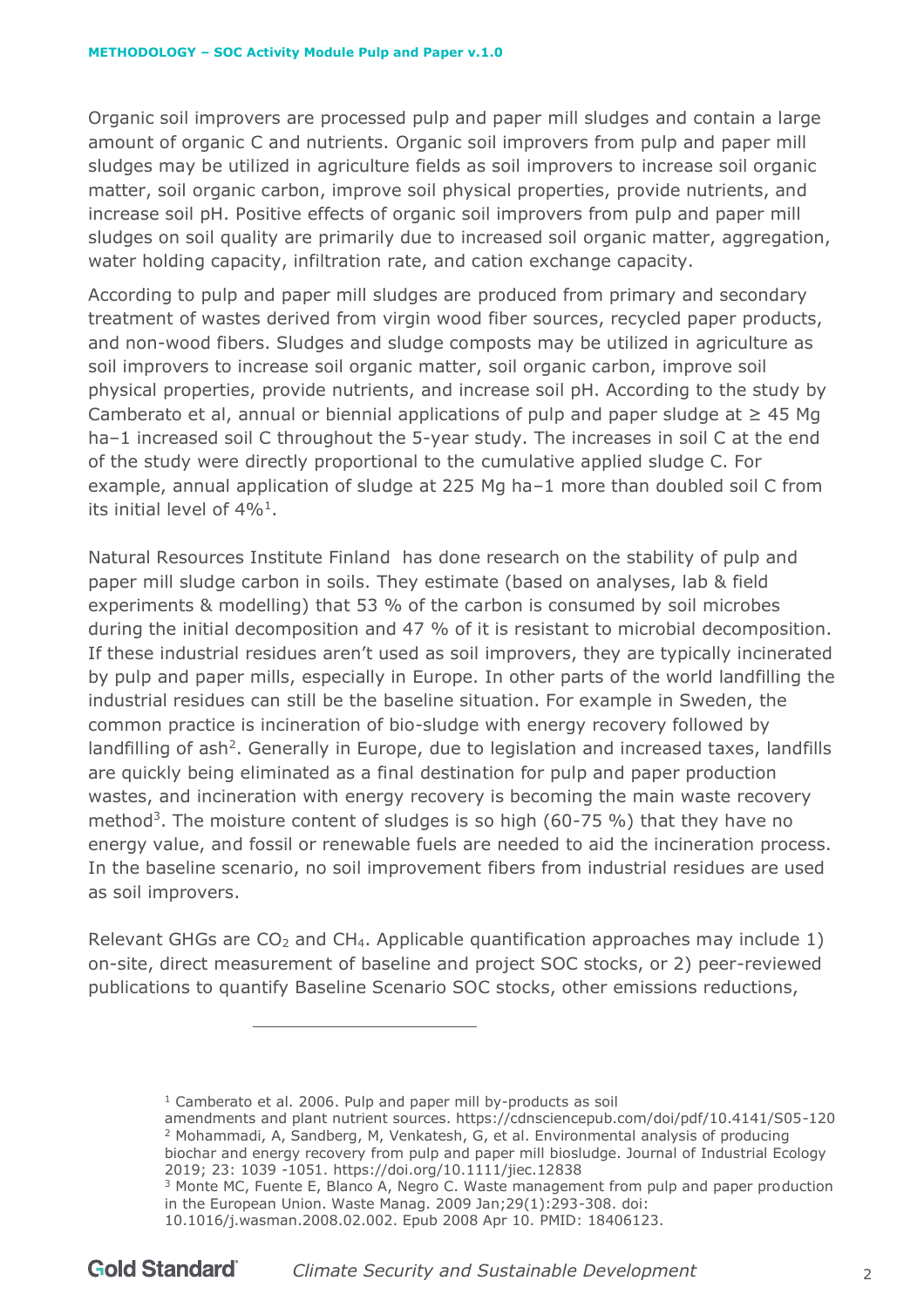Organic soil improvers are processed pulp and paper mill sludges and contain a large amount of organic C and nutrients. Organic soil improvers from pulp and paper mill sludges may be utilized in agriculture fields as soil improvers to increase soil organic matter, soil organic carbon, improve soil physical properties, provide nutrients, and increase soil pH. Positive effects of organic soil improvers from pulp and paper mill sludges on soil quality are primarily due to increased soil organic matter, aggregation, water holding capacity, infiltration rate, and cation exchange capacity.

According to pulp and paper mill sludges are produced from primary and secondary treatment of wastes derived from virgin wood fiber sources, recycled paper products, and non-wood fibers. Sludges and sludge composts may be utilized in agriculture as soil improvers to increase soil organic matter, soil organic carbon, improve soil physical properties, provide nutrients, and increase soil pH. According to the study by Camberato et al, annual or biennial applications of pulp and paper sludge at ≥ 45 Mg ha–1 increased soil C throughout the 5-year study. The increases in soil C at the end of the study were directly proportional to the cumulative applied sludge C. For example, annual application of sludge at 225 Mg ha–1 more than doubled soil C from its initial level of 4%[1].

Natural Resources Institute Finland has done research on the stability of pulp and paper mill sludge carbon in soils. They estimate (based on analyses, lab & field experiments & modelling) that 53 % of the carbon is consumed by soil microbes during the initial decomposition and 47 % of it is resistant to microbial decomposition. If these industrial residues aren't used as soil improvers, they are typically incinerated by pulp and paper mills, especially in Europe. In other parts of the world landfilling the industrial residues can still be the baseline situation. For example in Sweden, the common practice is incineration of bio-sludge with energy recovery followed by landfilling of ash[2]. Generally in Europe, due to legislation and increased taxes, landfills are quickly being eliminated as a final destination for pulp and paper production wastes, and incineration with energy recovery is becoming the main waste recovery method[3]. The moisture content of sludges is so high (60-75 %) that they have no energy value, and fossil or renewable fuels are needed to aid the incineration process. In the baseline scenario, no soil improvement fibers from industrial residues are used as soil improvers.

Relevant GHGs are $CO_2$ and $CH_4$. Applicable quantification approaches may include 1) on-site, direct measurement of baseline and project SOC stocks, or 2) peer-reviewed publications to quantify Baseline Scenario SOC stocks, other emissions reductions,

---

[1] Camberato et al. 2006. Pulp and paper mill by-products as soil amendments and plant nutrient sources. https://cdnsciencepub.com/doi/pdf/10.4141/S05-120

[2] Mohammadi, A, Sandberg, M, Venkatesh, G, et al. Environmental analysis of producing biochar and energy recovery from pulp and paper mill biosludge. Journal of Industrial Ecology 2019; 23: 1039 -1051. https://doi.org/10.1111/jiec.12838

[3] Monte MC, Fuente E, Blanco A, Negro C. Waste management from pulp and paper production in the European Union. Waste Manag. 2009 Jan;29(1):293-308. doi: 10.1016/j.wasman.2008.02.002. Epub 2008 Apr 10. PMID: 18406123.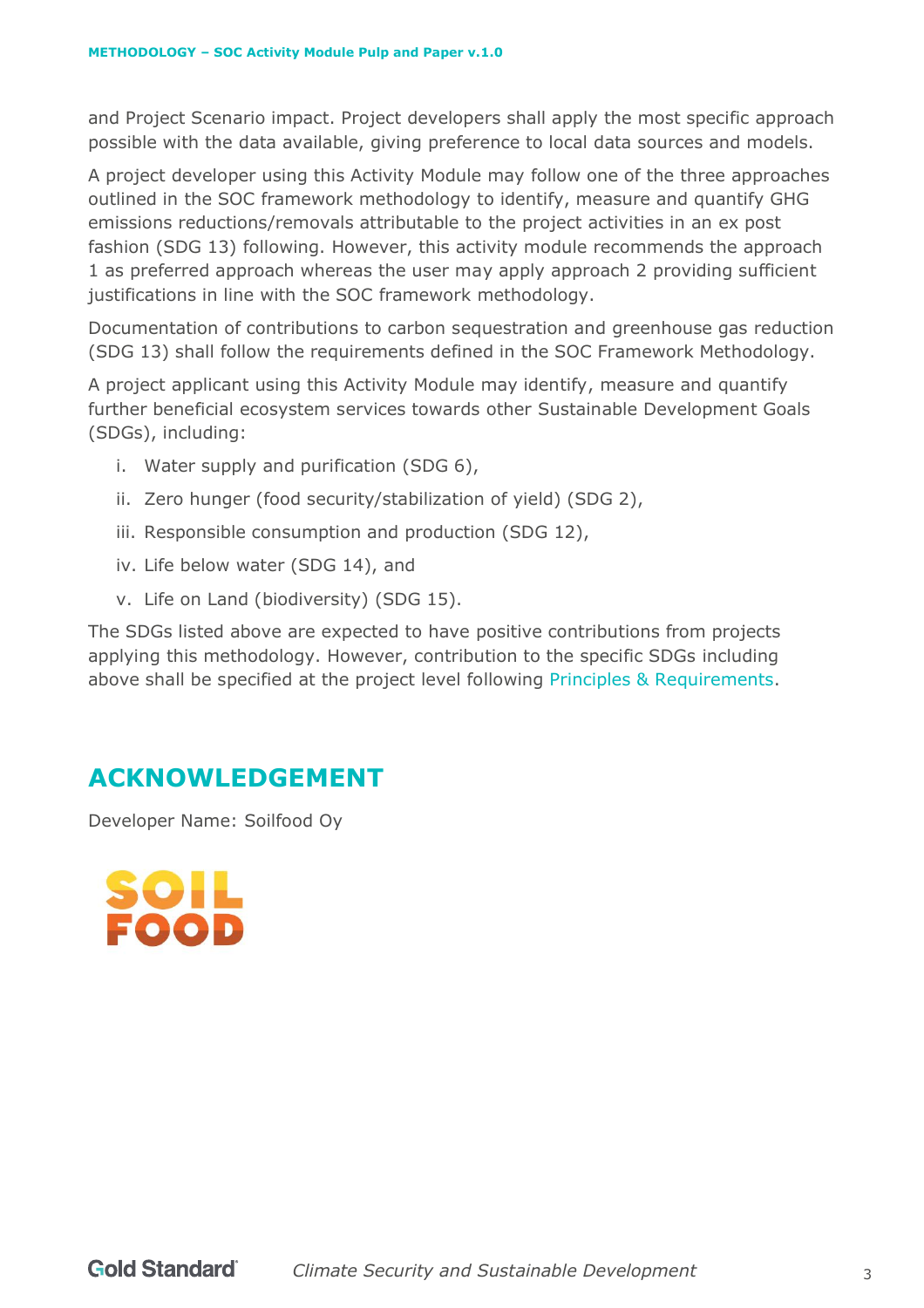and Project Scenario impact. Project developers shall apply the most specific approach possible with the data available, giving preference to local data sources and models.

A project developer using this Activity Module may follow one of the three approaches outlined in the SOC framework methodology to identify, measure and quantify GHG emissions reductions/removals attributable to the project activities in an ex post fashion (SDG 13) following. However, this activity module recommends the approach 1 as preferred approach whereas the user may apply approach 2 providing sufficient justifications in line with the SOC framework methodology.

Documentation of contributions to carbon sequestration and greenhouse gas reduction (SDG 13) shall follow the requirements defined in the SOC Framework Methodology.

A project applicant using this Activity Module may identify, measure and quantify further beneficial ecosystem services towards other Sustainable Development Goals (SDGs), including:

i. Water supply and purification (SDG 6),

ii. Zero hunger (food security/stabilization of yield) (SDG 2),

iii. Responsible consumption and production (SDG 12),

iv. Life below water (SDG 14), and

v. Life on Land (biodiversity) (SDG 15).

The SDGs listed above are expected to have positive contributions from projects applying this methodology. However, contribution to the specific SDGs including above shall be specified at the project level following Principles & Requirements.

## ACKNOWLEDGEMENT

Developer Name: Soilfood Oy

SOIL FOOD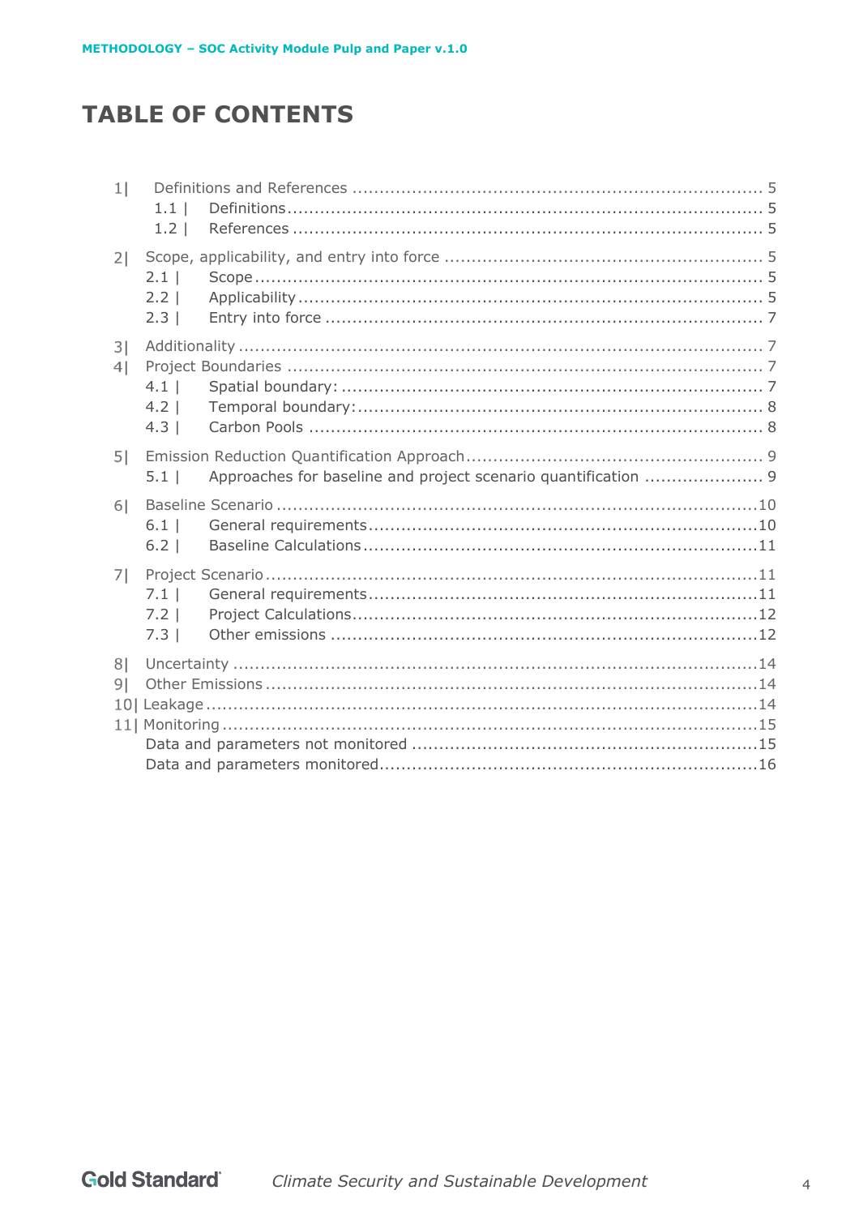# TABLE OF CONTENTS

1| Definitions and References ........................................................................ 5
  1.1 | Definitions ........................................................................ 5
  1.2 | References ........................................................................ 5

2| Scope, applicability, and entry into force ........................................................................ 5
  2.1 | Scope ........................................................................ 5
  2.2 | Applicability ........................................................................ 5
  2.3 | Entry into force ........................................................................ 7

3| Additionality ........................................................................ 7

4| Project Boundaries ........................................................................ 7
  4.1 | Spatial boundary: ........................................................................ 7
  4.2 | Temporal boundary: ........................................................................ 8
  4.3 | Carbon Pools ........................................................................ 8

5| Emission Reduction Quantification Approach ........................................................................ 9
  5.1 | Approaches for baseline and project scenario quantification ........................................................................ 9

6| Baseline Scenario ........................................................................ 10
  6.1 | General requirements ........................................................................ 10
  6.2 | Baseline Calculations ........................................................................ 11

7| Project Scenario ........................................................................ 11
  7.1 | General requirements ........................................................................ 11
  7.2 | Project Calculations ........................................................................ 12
  7.3 | Other emissions ........................................................................ 12

8| Uncertainty ........................................................................ 14

9| Other Emissions ........................................................................ 14

10| Leakage ........................................................................ 14

11| Monitoring ........................................................................ 15
  Data and parameters not monitored ........................................................................ 15
  Data and parameters monitored ........................................................................ 16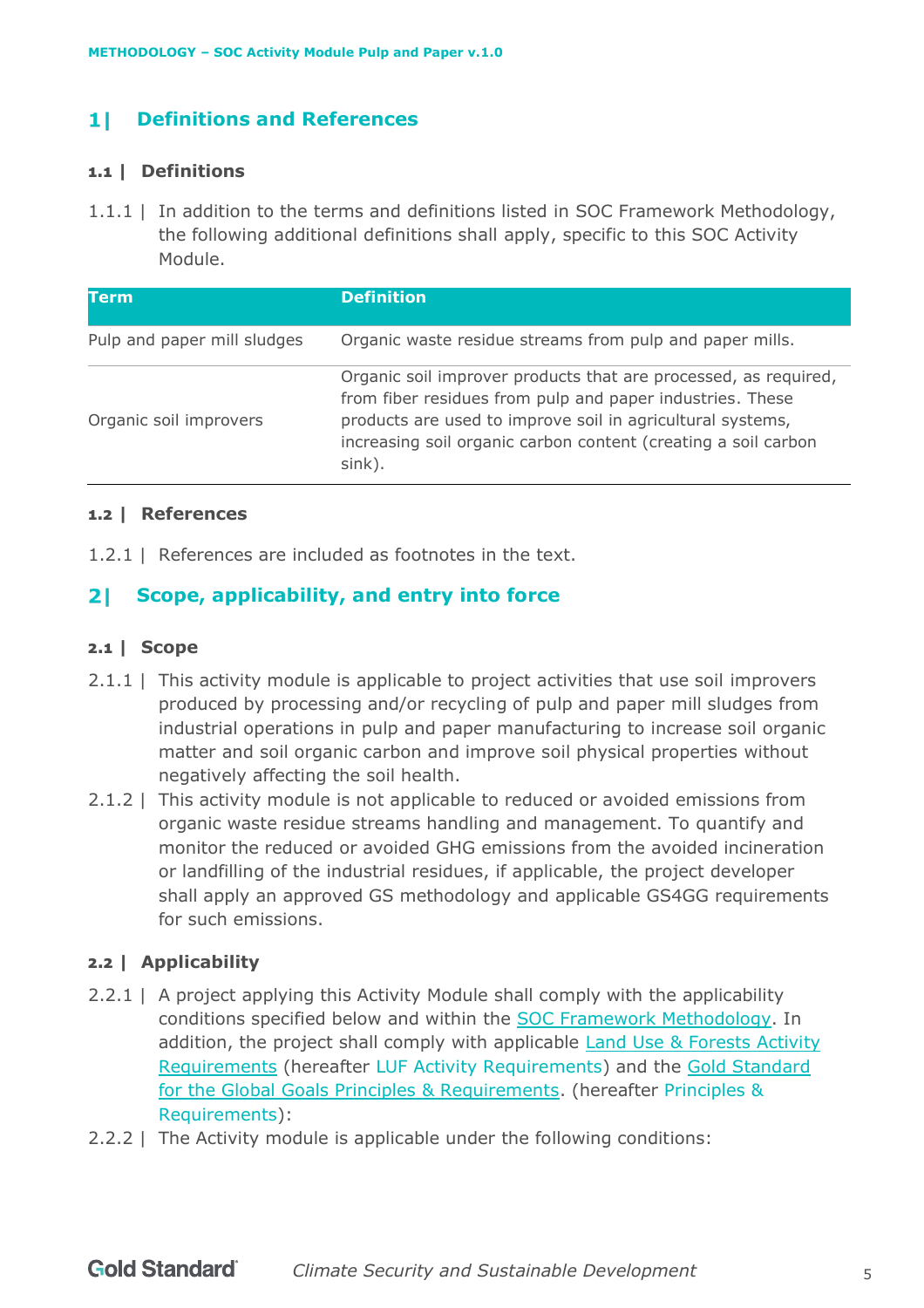# 1| Definitions and References

## 1.1 | Definitions

1.1.1 | In addition to the terms and definitions listed in SOC Framework Methodology, the following additional definitions shall apply, specific to this SOC Activity Module.

| Term | Definition |
|---|---|
| Pulp and paper mill sludges | Organic waste residue streams from pulp and paper mills. |
| Organic soil improvers | Organic soil improver products that are processed, as required, from fiber residues from pulp and paper industries. These products are used to improve soil in agricultural systems, increasing soil organic carbon content (creating a soil carbon sink). |

## 1.2 | References

1.2.1 | References are included as footnotes in the text.

# 2| Scope, applicability, and entry into force

## 2.1 | Scope

2.1.1 | This activity module is applicable to project activities that use soil improvers produced by processing and/or recycling of pulp and paper mill sludges from industrial operations in pulp and paper manufacturing to increase soil organic matter and soil organic carbon and improve soil physical properties without negatively affecting the soil health.

2.1.2 | This activity module is not applicable to reduced or avoided emissions from organic waste residue streams handling and management. To quantify and monitor the reduced or avoided GHG emissions from the avoided incineration or landfilling of the industrial residues, if applicable, the project developer shall apply an approved GS methodology and applicable GS4GG requirements for such emissions.

## 2.2 | Applicability

2.2.1 | A project applying this Activity Module shall comply with the applicability conditions specified below and within the SOC Framework Methodology. In addition, the project shall comply with applicable Land Use & Forests Activity Requirements (hereafter LUF Activity Requirements) and the Gold Standard for the Global Goals Principles & Requirements. (hereafter Principles & Requirements):

2.2.2 | The Activity module is applicable under the following conditions: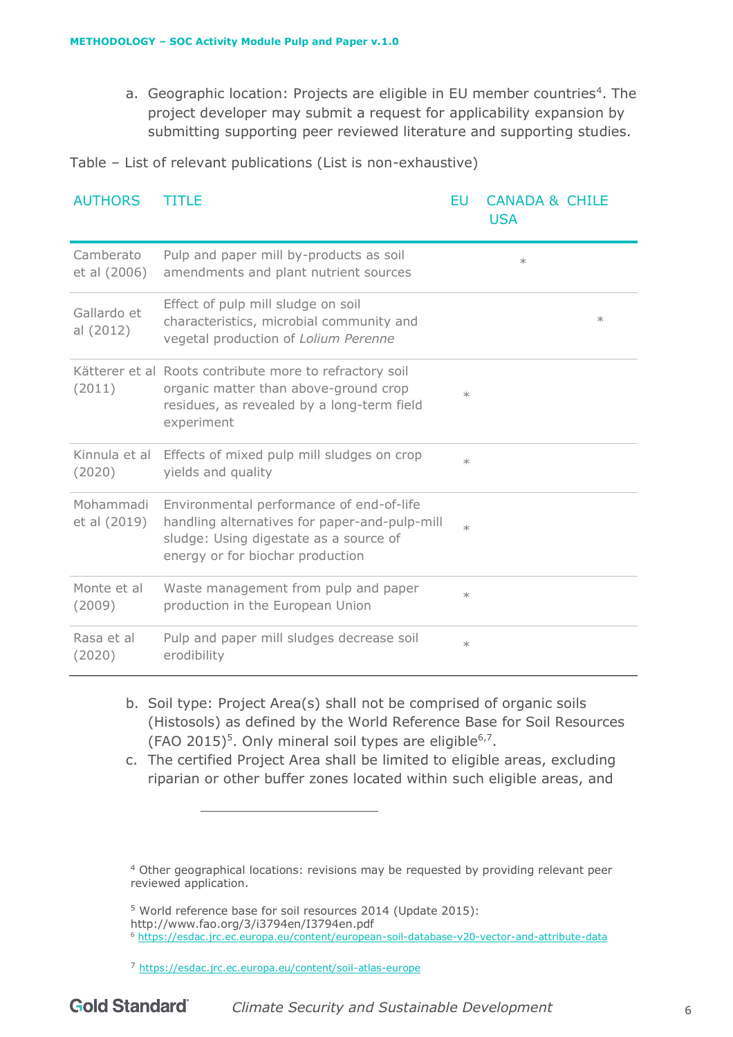a. Geographic location: Projects are eligible in EU member countries[4]. The project developer may submit a request for applicability expansion by submitting supporting peer reviewed literature and supporting studies.

Table – List of relevant publications (List is non-exhaustive)

| AUTHORS | TITLE | EU | CANADA & USA | CHILE |
|---|---|---|---|---|
| Camberato et al (2006) | Pulp and paper mill by-products as soil amendments and plant nutrient sources | | * | |
| Gallardo et al (2012) | Effect of pulp mill sludge on soil characteristics, microbial community and vegetal production of *Lolium Perenne* | | | * |
| Kätterer et al (2011) | Roots contribute more to refractory soil organic matter than above-ground crop residues, as revealed by a long-term field experiment | * | | |
| Kinnula et al (2020) | Effects of mixed pulp mill sludges on crop yields and quality | * | | |
| Mohammadi et al (2019) | Environmental performance of end-of-life handling alternatives for paper-and-pulp-mill sludge: Using digestate as a source of energy or for biochar production | * | | |
| Monte et al (2009) | Waste management from pulp and paper production in the European Union | * | | |
| Rasa et al (2020) | Pulp and paper mill sludges decrease soil erodibility | * | | |

b. Soil type: Project Area(s) shall not be comprised of organic soils (Histosols) as defined by the World Reference Base for Soil Resources (FAO 2015)[5]. Only mineral soil types are eligible[6,7].

c. The certified Project Area shall be limited to eligible areas, excluding riparian or other buffer zones located within such eligible areas, and

[4] Other geographical locations: revisions may be requested by providing relevant peer reviewed application.

[5] World reference base for soil resources 2014 (Update 2015): http://www.fao.org/3/i3794en/I3794en.pdf

[6] https://esdac.jrc.ec.europa.eu/content/european-soil-database-v20-vector-and-attribute-data

[7] https://esdac.jrc.ec.europa.eu/content/soil-atlas-europe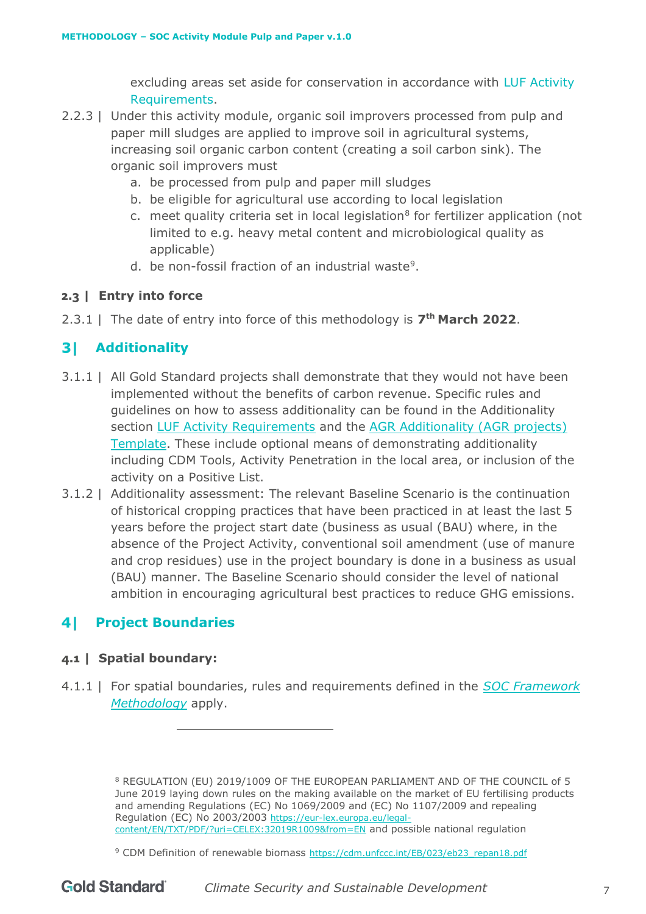excluding areas set aside for conservation in accordance with LUF Activity Requirements.

2.2.3 | Under this activity module, organic soil improvers processed from pulp and paper mill sludges are applied to improve soil in agricultural systems, increasing soil organic carbon content (creating a soil carbon sink). The organic soil improvers must

a. be processed from pulp and paper mill sludges
b. be eligible for agricultural use according to local legislation
c. meet quality criteria set in local legislation[8] for fertilizer application (not limited to e.g. heavy metal content and microbiological quality as applicable)
d. be non-fossil fraction of an industrial waste[9].

### 2.3 | Entry into force

2.3.1 | The date of entry into force of this methodology is **7th March 2022**.

## 3| Additionality

3.1.1 | All Gold Standard projects shall demonstrate that they would not have been implemented without the benefits of carbon revenue. Specific rules and guidelines on how to assess additionality can be found in the Additionality section LUF Activity Requirements and the AGR Additionality (AGR projects) Template. These include optional means of demonstrating additionality including CDM Tools, Activity Penetration in the local area, or inclusion of the activity on a Positive List.

3.1.2 | Additionality assessment: The relevant Baseline Scenario is the continuation of historical cropping practices that have been practiced in at least the last 5 years before the project start date (business as usual (BAU) where, in the absence of the Project Activity, conventional soil amendment (use of manure and crop residues) use in the project boundary is done in a business as usual (BAU) manner. The Baseline Scenario should consider the level of national ambition in encouraging agricultural best practices to reduce GHG emissions.

## 4| Project Boundaries

### 4.1 | Spatial boundary:

4.1.1 | For spatial boundaries, rules and requirements defined in the *SOC Framework Methodology* apply.

---

[8] REGULATION (EU) 2019/1009 OF THE EUROPEAN PARLIAMENT AND OF THE COUNCIL of 5 June 2019 laying down rules on the making available on the market of EU fertilising products and amending Regulations (EC) No 1069/2009 and (EC) No 1107/2009 and repealing Regulation (EC) No 2003/2003 https://eur-lex.europa.eu/legal-content/EN/TXT/PDF/?uri=CELEX:32019R1009&from=EN and possible national regulation

[9] CDM Definition of renewable biomass https://cdm.unfccc.int/EB/023/eb23_repan18.pdf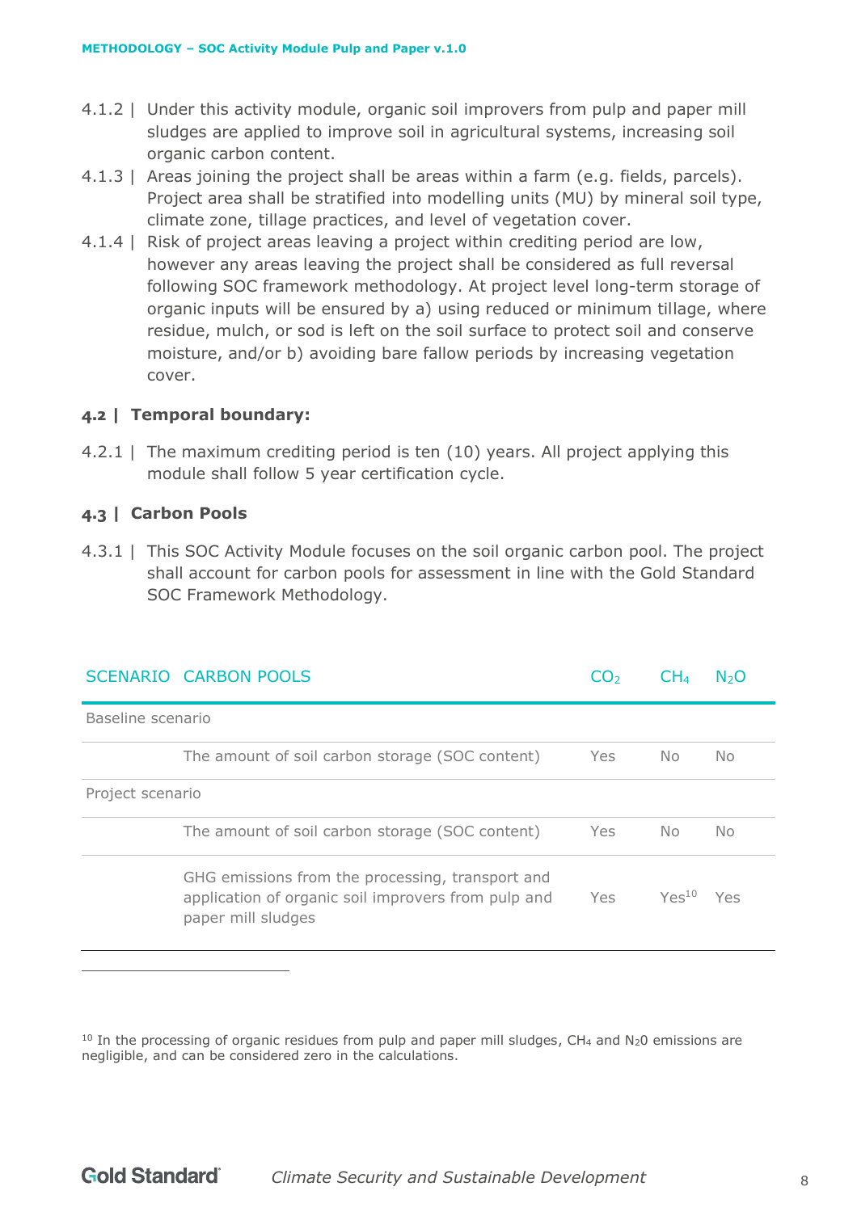4.1.2 | Under this activity module, organic soil improvers from pulp and paper mill sludges are applied to improve soil in agricultural systems, increasing soil organic carbon content.

4.1.3 | Areas joining the project shall be areas within a farm (e.g. fields, parcels). Project area shall be stratified into modelling units (MU) by mineral soil type, climate zone, tillage practices, and level of vegetation cover.

4.1.4 | Risk of project areas leaving a project within crediting period are low, however any areas leaving the project shall be considered as full reversal following SOC framework methodology. At project level long-term storage of organic inputs will be ensured by a) using reduced or minimum tillage, where residue, mulch, or sod is left on the soil surface to protect soil and conserve moisture, and/or b) avoiding bare fallow periods by increasing vegetation cover.

### 4.2 | Temporal boundary:

4.2.1 | The maximum crediting period is ten (10) years. All project applying this module shall follow 5 year certification cycle.

### 4.3 | Carbon Pools

4.3.1 | This SOC Activity Module focuses on the soil organic carbon pool. The project shall account for carbon pools for assessment in line with the Gold Standard SOC Framework Methodology.

| SCENARIO | CARBON POOLS | $CO_2$ | $CH_4$ | $N_2O$ |
|---|---|---|---|---|
| Baseline scenario | | | | |
| | The amount of soil carbon storage (SOC content) | Yes | No | No |
| Project scenario | | | | |
| | The amount of soil carbon storage (SOC content) | Yes | No | No |
| | GHG emissions from the processing, transport and application of organic soil improvers from pulp and paper mill sludges | Yes | Yes[10] | Yes |

[10] In the processing of organic residues from pulp and paper mill sludges, $CH_4$ and $N_20$ emissions are negligible, and can be considered zero in the calculations.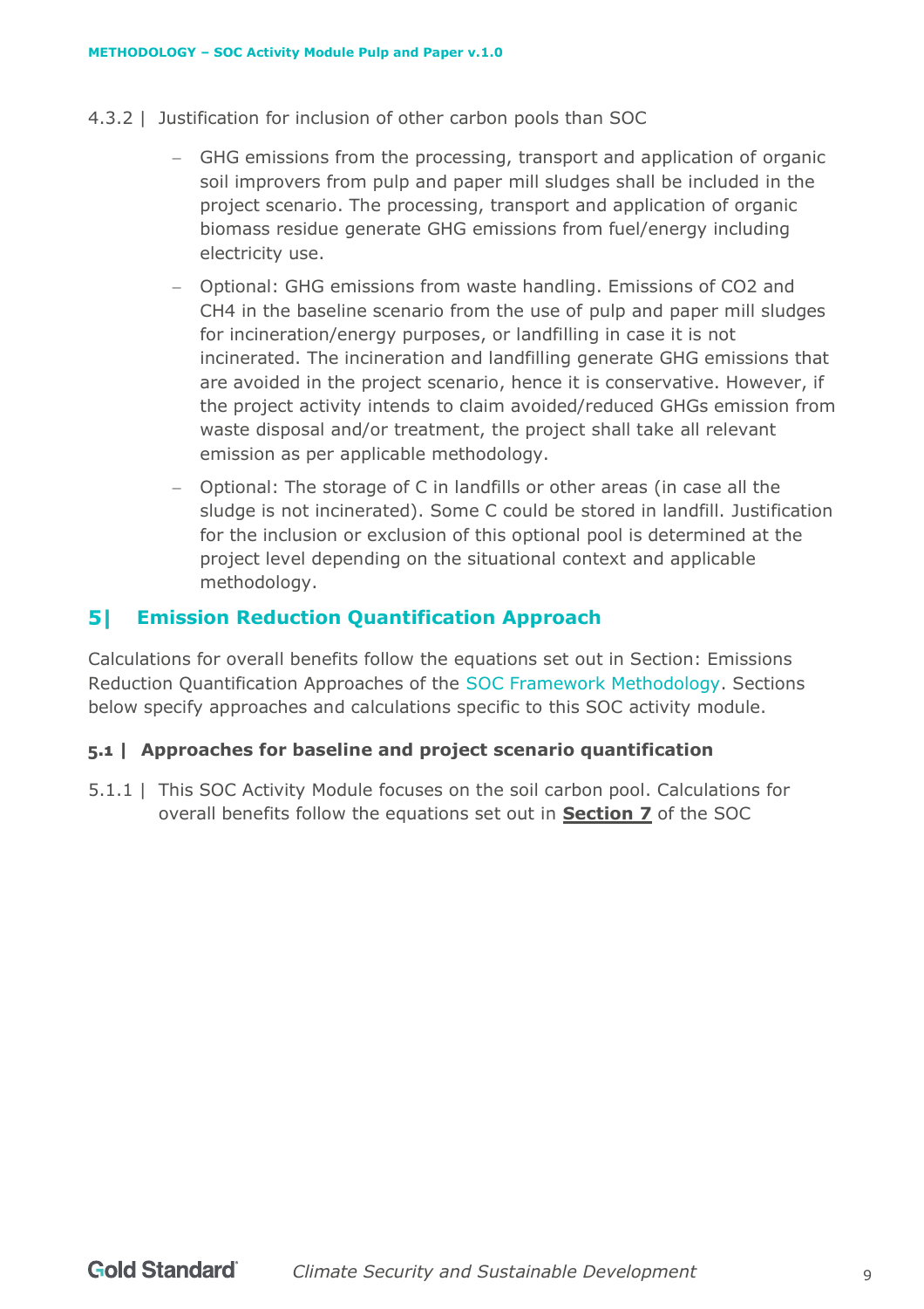4.3.2 | Justification for inclusion of other carbon pools than SOC

- GHG emissions from the processing, transport and application of organic soil improvers from pulp and paper mill sludges shall be included in the project scenario. The processing, transport and application of organic biomass residue generate GHG emissions from fuel/energy including electricity use.
- Optional: GHG emissions from waste handling. Emissions of $CO_2$ and $CH_4$ in the baseline scenario from the use of pulp and paper mill sludges for incineration/energy purposes, or landfilling in case it is not incinerated. The incineration and landfilling generate GHG emissions that are avoided in the project scenario, hence it is conservative. However, if the project activity intends to claim avoided/reduced GHGs emission from waste disposal and/or treatment, the project shall take all relevant emission as per applicable methodology.
- Optional: The storage of C in landfills or other areas (in case all the sludge is not incinerated). Some C could be stored in landfill. Justification for the inclusion or exclusion of this optional pool is determined at the project level depending on the situational context and applicable methodology.

# 5| Emission Reduction Quantification Approach

Calculations for overall benefits follow the equations set out in Section: Emissions Reduction Quantification Approaches of the SOC Framework Methodology. Sections below specify approaches and calculations specific to this SOC activity module.

## 5.1 | Approaches for baseline and project scenario quantification

5.1.1 | This SOC Activity Module focuses on the soil carbon pool. Calculations for overall benefits follow the equations set out in **Section 7** of the SOC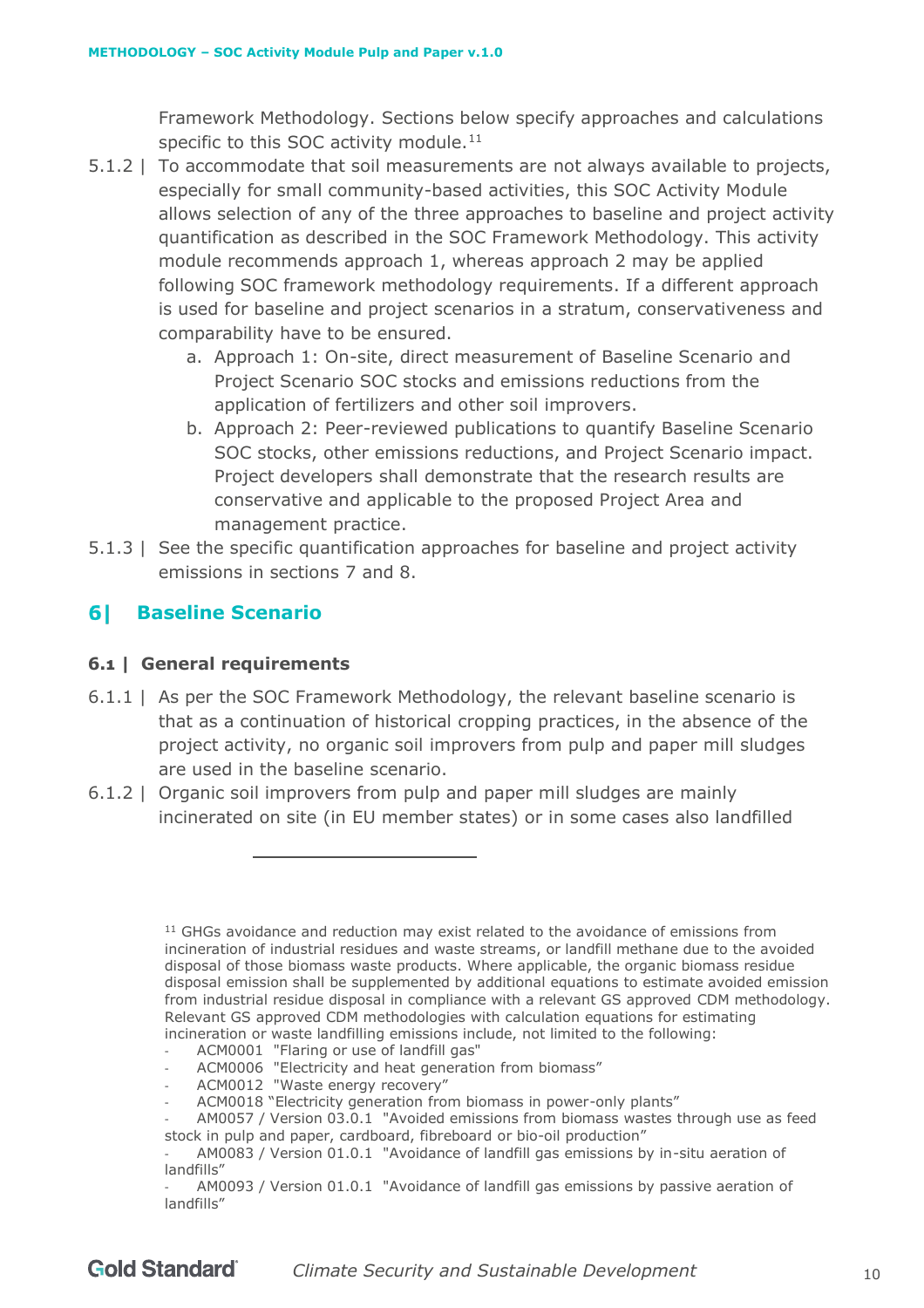Framework Methodology. Sections below specify approaches and calculations specific to this SOC activity module.[11]

5.1.2 | To accommodate that soil measurements are not always available to projects, especially for small community-based activities, this SOC Activity Module allows selection of any of the three approaches to baseline and project activity quantification as described in the SOC Framework Methodology. This activity module recommends approach 1, whereas approach 2 may be applied following SOC framework methodology requirements. If a different approach is used for baseline and project scenarios in a stratum, conservativeness and comparability have to be ensured.

a. Approach 1: On-site, direct measurement of Baseline Scenario and Project Scenario SOC stocks and emissions reductions from the application of fertilizers and other soil improvers.

b. Approach 2: Peer-reviewed publications to quantify Baseline Scenario SOC stocks, other emissions reductions, and Project Scenario impact. Project developers shall demonstrate that the research results are conservative and applicable to the proposed Project Area and management practice.

5.1.3 | See the specific quantification approaches for baseline and project activity emissions in sections 7 and 8.

## 6| Baseline Scenario

### 6.1 | General requirements

6.1.1 | As per the SOC Framework Methodology, the relevant baseline scenario is that as a continuation of historical cropping practices, in the absence of the project activity, no organic soil improvers from pulp and paper mill sludges are used in the baseline scenario.

6.1.2 | Organic soil improvers from pulp and paper mill sludges are mainly incinerated on site (in EU member states) or in some cases also landfilled

---

[11] GHGs avoidance and reduction may exist related to the avoidance of emissions from incineration of industrial residues and waste streams, or landfill methane due to the avoided disposal of those biomass waste products. Where applicable, the organic biomass residue disposal emission shall be supplemented by additional equations to estimate avoided emission from industrial residue disposal in compliance with a relevant GS approved CDM methodology. Relevant GS approved CDM methodologies with calculation equations for estimating incineration or waste landfilling emissions include, not limited to the following:

- ACM0001 "Flaring or use of landfill gas"
- ACM0006 "Electricity and heat generation from biomass"
- ACM0012 "Waste energy recovery"
- ACM0018 "Electricity generation from biomass in power-only plants"
- AM0057 / Version 03.0.1 "Avoided emissions from biomass wastes through use as feed stock in pulp and paper, cardboard, fibreboard or bio-oil production"
- AM0083 / Version 01.0.1 "Avoidance of landfill gas emissions by in-situ aeration of landfills"
- AM0093 / Version 01.0.1 "Avoidance of landfill gas emissions by passive aeration of landfills"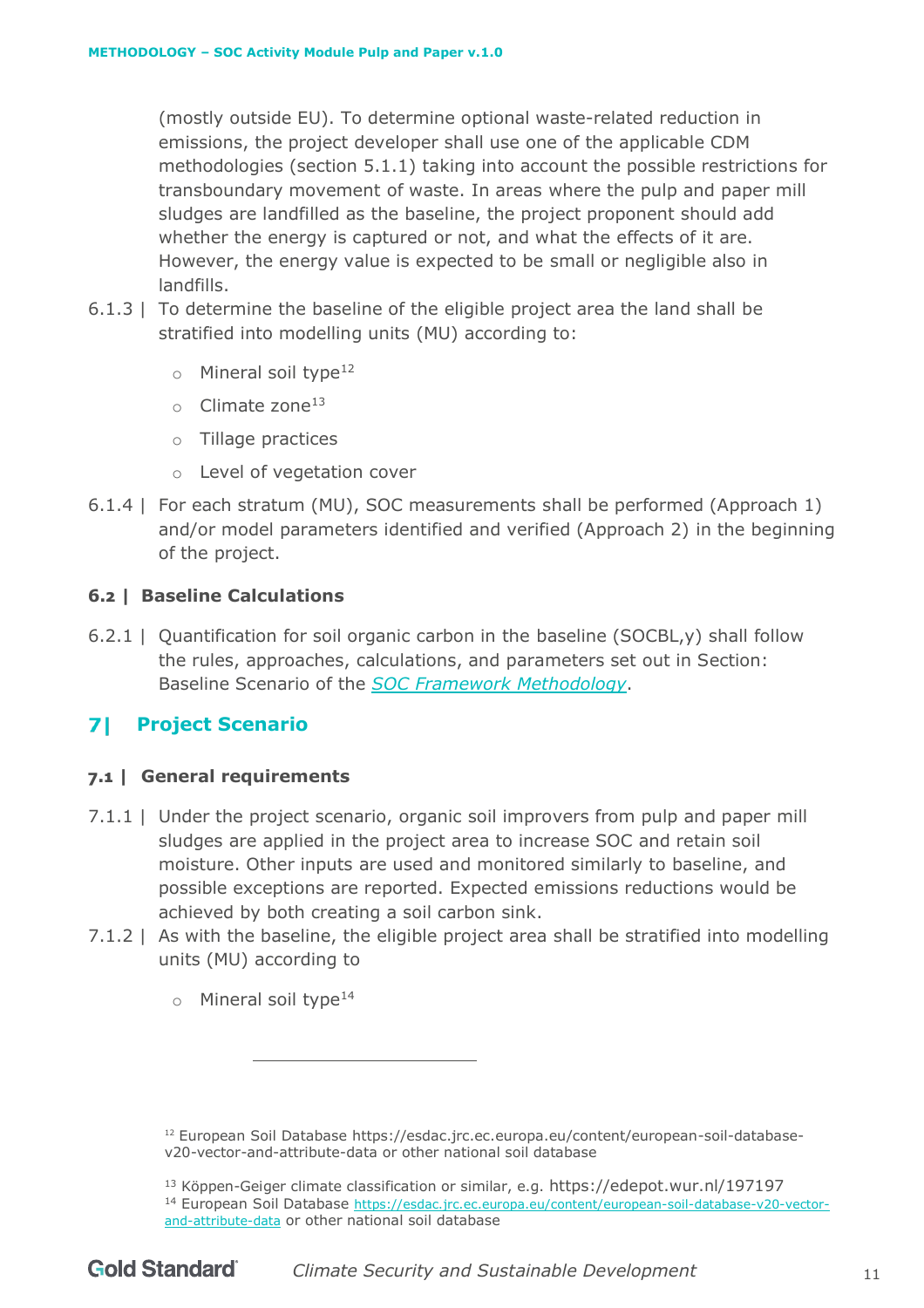(mostly outside EU). To determine optional waste-related reduction in emissions, the project developer shall use one of the applicable CDM methodologies (section 5.1.1) taking into account the possible restrictions for transboundary movement of waste. In areas where the pulp and paper mill sludges are landfilled as the baseline, the project proponent should add whether the energy is captured or not, and what the effects of it are. However, the energy value is expected to be small or negligible also in landfills.

6.1.3 | To determine the baseline of the eligible project area the land shall be stratified into modelling units (MU) according to:

- Mineral soil type[12]
- Climate zone[13]
- Tillage practices
- Level of vegetation cover

6.1.4 | For each stratum (MU), SOC measurements shall be performed (Approach 1) and/or model parameters identified and verified (Approach 2) in the beginning of the project.

### 6.2 | Baseline Calculations

6.2.1 | Quantification for soil organic carbon in the baseline ($SOC_{BL,y}$) shall follow the rules, approaches, calculations, and parameters set out in Section: Baseline Scenario of the *SOC Framework Methodology*.

## 7| Project Scenario

### 7.1 | General requirements

7.1.1 | Under the project scenario, organic soil improvers from pulp and paper mill sludges are applied in the project area to increase SOC and retain soil moisture. Other inputs are used and monitored similarly to baseline, and possible exceptions are reported. Expected emissions reductions would be achieved by both creating a soil carbon sink.

7.1.2 | As with the baseline, the eligible project area shall be stratified into modelling units (MU) according to

- Mineral soil type[14]

---

[12] European Soil Database https://esdac.jrc.ec.europa.eu/content/european-soil-database-v20-vector-and-attribute-data or other national soil database

[13] Köppen-Geiger climate classification or similar, e.g. https://edepot.wur.nl/197197

[14] European Soil Database https://esdac.jrc.ec.europa.eu/content/european-soil-database-v20-vector-and-attribute-data or other national soil database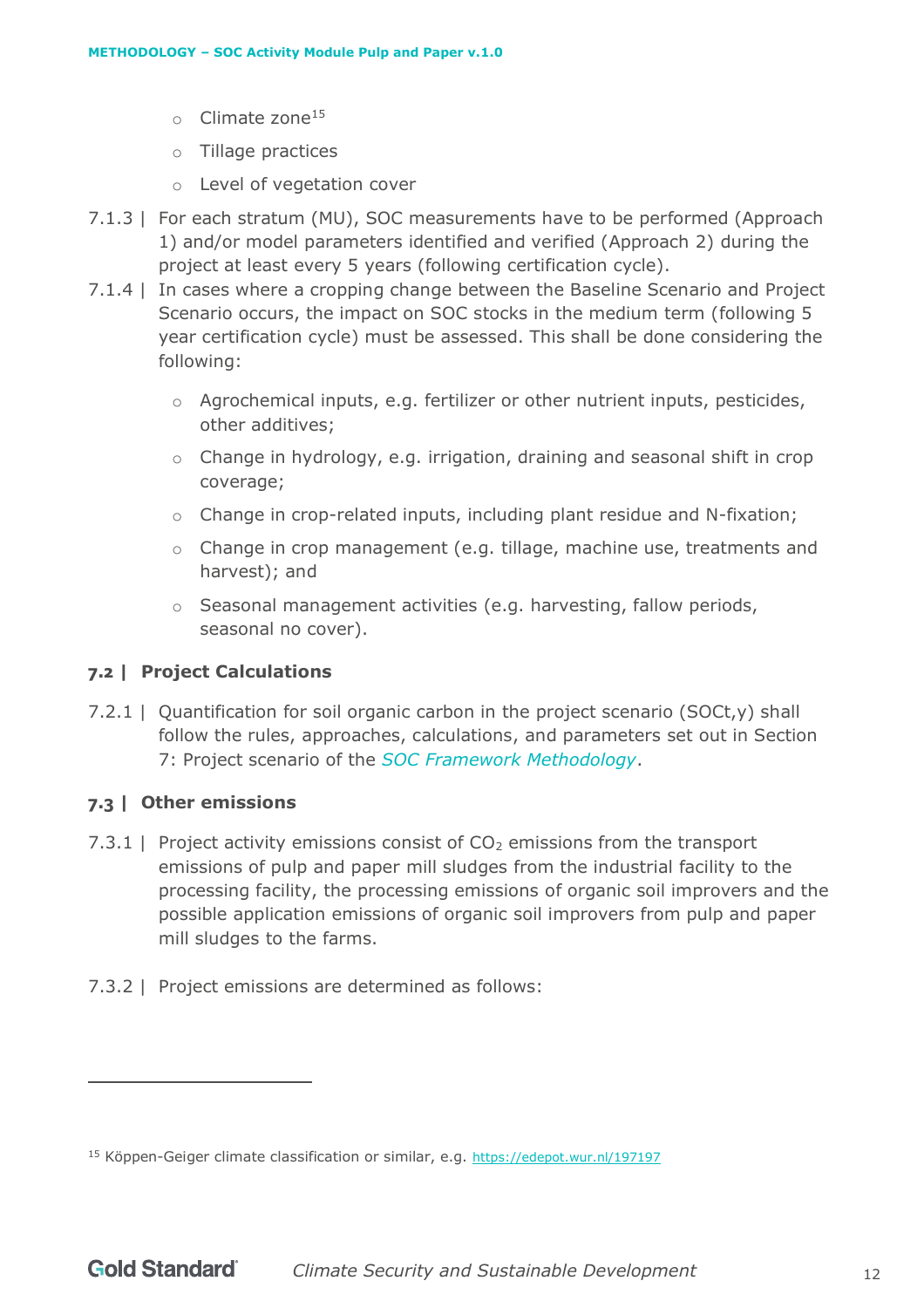- Climate zone[15]
- Tillage practices
- Level of vegetation cover

7.1.3 | For each stratum (MU), SOC measurements have to be performed (Approach 1) and/or model parameters identified and verified (Approach 2) during the project at least every 5 years (following certification cycle).

7.1.4 | In cases where a cropping change between the Baseline Scenario and Project Scenario occurs, the impact on SOC stocks in the medium term (following 5 year certification cycle) must be assessed. This shall be done considering the following:

- Agrochemical inputs, e.g. fertilizer or other nutrient inputs, pesticides, other additives;
- Change in hydrology, e.g. irrigation, draining and seasonal shift in crop coverage;
- Change in crop-related inputs, including plant residue and N-fixation;
- Change in crop management (e.g. tillage, machine use, treatments and harvest); and
- Seasonal management activities (e.g. harvesting, fallow periods, seasonal no cover).

## 7.2 | Project Calculations

7.2.1 | Quantification for soil organic carbon in the project scenario (SOCt,y) shall follow the rules, approaches, calculations, and parameters set out in Section 7: Project scenario of the *SOC Framework Methodology*.

## 7.3 | Other emissions

7.3.1 | Project activity emissions consist of $CO_2$ emissions from the transport emissions of pulp and paper mill sludges from the industrial facility to the processing facility, the processing emissions of organic soil improvers and the possible application emissions of organic soil improvers from pulp and paper mill sludges to the farms.

7.3.2 | Project emissions are determined as follows:

---

[15] Köppen-Geiger climate classification or similar, e.g. https://edepot.wur.nl/197197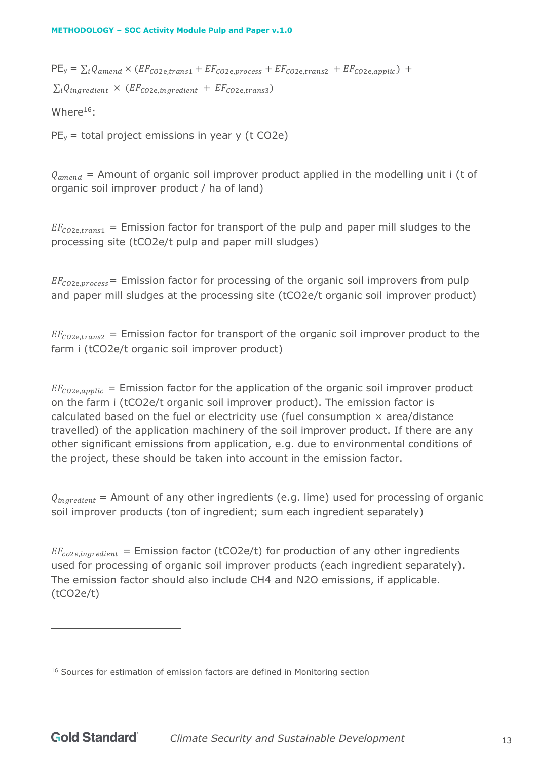$$PE_y = \sum_i Q_{amend} \times (EF_{CO2e,trans1} + EF_{CO2e,process} + EF_{CO2e,trans2} + EF_{CO2e,applic}) + \sum_i Q_{ingredient} \times (EF_{CO2e,ingredient} + EF_{CO2e,trans3})$$

Where[16]:

$PE_y$ = total project emissions in year y (t CO2e)

$Q_{amend}$ = Amount of organic soil improver product applied in the modelling unit i (t of organic soil improver product / ha of land)

$EF_{CO2e,trans1}$ = Emission factor for transport of the pulp and paper mill sludges to the processing site (tCO2e/t pulp and paper mill sludges)

$EF_{CO2e,process}$ = Emission factor for processing of the organic soil improvers from pulp and paper mill sludges at the processing site (tCO2e/t organic soil improver product)

$EF_{CO2e,trans2}$ = Emission factor for transport of the organic soil improver product to the farm i (tCO2e/t organic soil improver product)

$EF_{CO2e,applic}$ = Emission factor for the application of the organic soil improver product on the farm i (tCO2e/t organic soil improver product). The emission factor is calculated based on the fuel or electricity use (fuel consumption × area/distance travelled) of the application machinery of the soil improver product. If there are any other significant emissions from application, e.g. due to environmental conditions of the project, these should be taken into account in the emission factor.

$Q_{ingredient}$ = Amount of any other ingredients (e.g. lime) used for processing of organic soil improver products (ton of ingredient; sum each ingredient separately)

$EF_{co2e,ingredient}$ = Emission factor (tCO2e/t) for production of any other ingredients used for processing of organic soil improver products (each ingredient separately). The emission factor should also include CH4 and N2O emissions, if applicable. (tCO2e/t)

---

[16] Sources for estimation of emission factors are defined in Monitoring section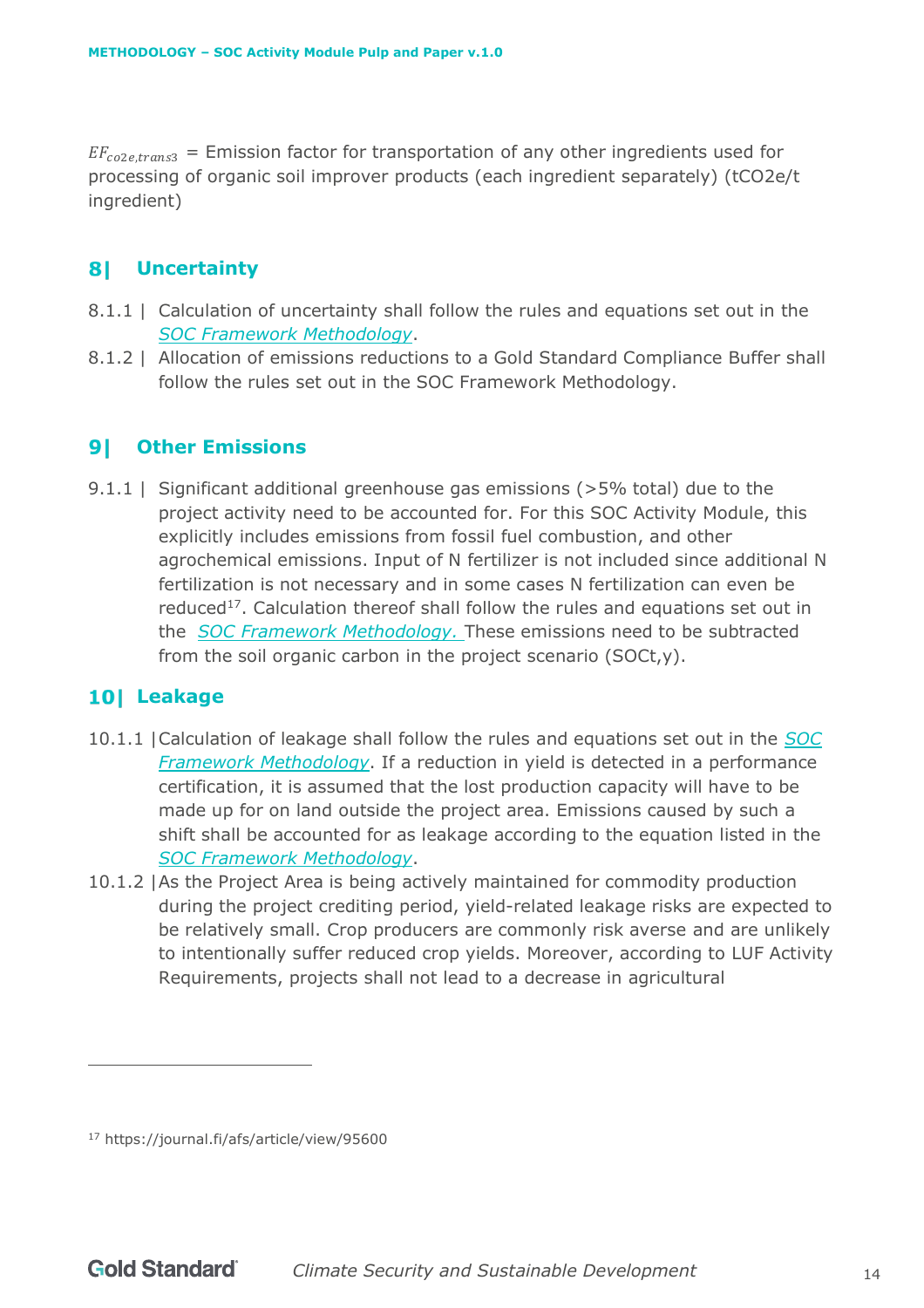$EF_{co2e,trans3}$ = Emission factor for transportation of any other ingredients used for processing of organic soil improver products (each ingredient separately) (tCO2e/t ingredient)

## 8| Uncertainty

8.1.1 | Calculation of uncertainty shall follow the rules and equations set out in the *SOC Framework Methodology*.

8.1.2 | Allocation of emissions reductions to a Gold Standard Compliance Buffer shall follow the rules set out in the SOC Framework Methodology.

## 9| Other Emissions

9.1.1 | Significant additional greenhouse gas emissions (>5% total) due to the project activity need to be accounted for. For this SOC Activity Module, this explicitly includes emissions from fossil fuel combustion, and other agrochemical emissions. Input of N fertilizer is not included since additional N fertilization is not necessary and in some cases N fertilization can even be reduced[17]. Calculation thereof shall follow the rules and equations set out in the *SOC Framework Methodology.* These emissions need to be subtracted from the soil organic carbon in the project scenario (SOCt,y).

## 10| Leakage

10.1.1 | Calculation of leakage shall follow the rules and equations set out in the *SOC Framework Methodology*. If a reduction in yield is detected in a performance certification, it is assumed that the lost production capacity will have to be made up for on land outside the project area. Emissions caused by such a shift shall be accounted for as leakage according to the equation listed in the *SOC Framework Methodology*.

10.1.2 | As the Project Area is being actively maintained for commodity production during the project crediting period, yield-related leakage risks are expected to be relatively small. Crop producers are commonly risk averse and are unlikely to intentionally suffer reduced crop yields. Moreover, according to LUF Activity Requirements, projects shall not lead to a decrease in agricultural

[17] https://journal.fi/afs/article/view/95600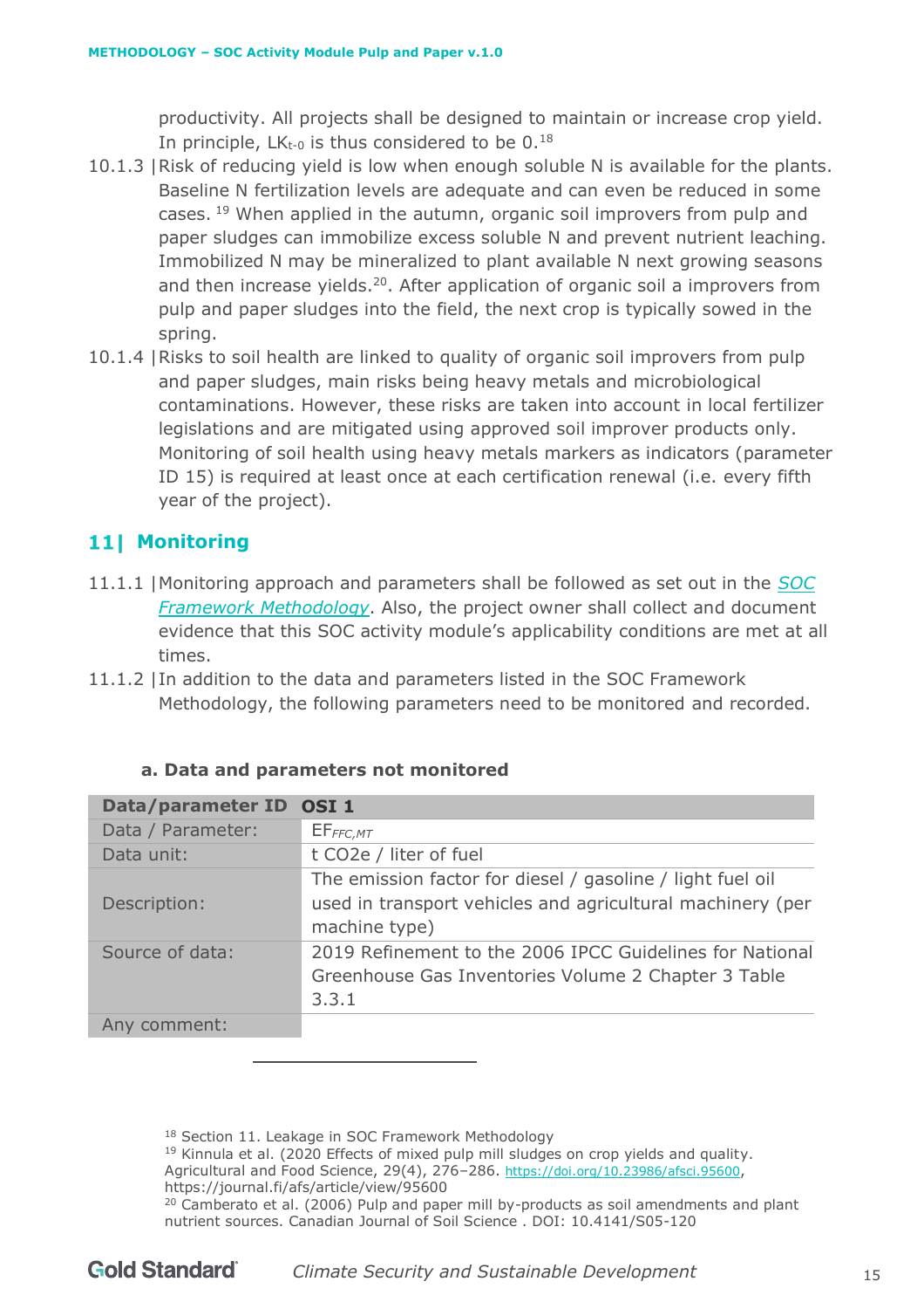productivity. All projects shall be designed to maintain or increase crop yield. In principle, $LK_{t-0}$ is thus considered to be 0.[18]

10.1.3 | Risk of reducing yield is low when enough soluble N is available for the plants. Baseline N fertilization levels are adequate and can even be reduced in some cases.[19] When applied in the autumn, organic soil improvers from pulp and paper sludges can immobilize excess soluble N and prevent nutrient leaching. Immobilized N may be mineralized to plant available N next growing seasons and then increase yields.[20]. After application of organic soil a improvers from pulp and paper sludges into the field, the next crop is typically sowed in the spring.

10.1.4 | Risks to soil health are linked to quality of organic soil improvers from pulp and paper sludges, main risks being heavy metals and microbiological contaminations. However, these risks are taken into account in local fertilizer legislations and are mitigated using approved soil improver products only. Monitoring of soil health using heavy metals markers as indicators (parameter ID 15) is required at least once at each certification renewal (i.e. every fifth year of the project).

## 11| Monitoring

11.1.1 | Monitoring approach and parameters shall be followed as set out in the *SOC Framework Methodology*. Also, the project owner shall collect and document evidence that this SOC activity module's applicability conditions are met at all times.

11.1.2 | In addition to the data and parameters listed in the SOC Framework Methodology, the following parameters need to be monitored and recorded.

### a. Data and parameters not monitored

| Data/parameter ID | OSI 1 |
|---|---|
| Data / Parameter: | $EF_{FFC,MT}$ |
| Data unit: | t CO2e / liter of fuel |
| Description: | The emission factor for diesel / gasoline / light fuel oil used in transport vehicles and agricultural machinery (per machine type) |
| Source of data: | 2019 Refinement to the 2006 IPCC Guidelines for National Greenhouse Gas Inventories Volume 2 Chapter 3 Table 3.3.1 |
| Any comment: | |

---

[18] Section 11. Leakage in SOC Framework Methodology

[19] Kinnula et al. (2020 Effects of mixed pulp mill sludges on crop yields and quality. Agricultural and Food Science, 29(4), 276–286. https://doi.org/10.23986/afsci.95600, https://journal.fi/afs/article/view/95600

[20] Camberato et al. (2006) Pulp and paper mill by-products as soil amendments and plant nutrient sources. Canadian Journal of Soil Science . DOI: 10.4141/S05-120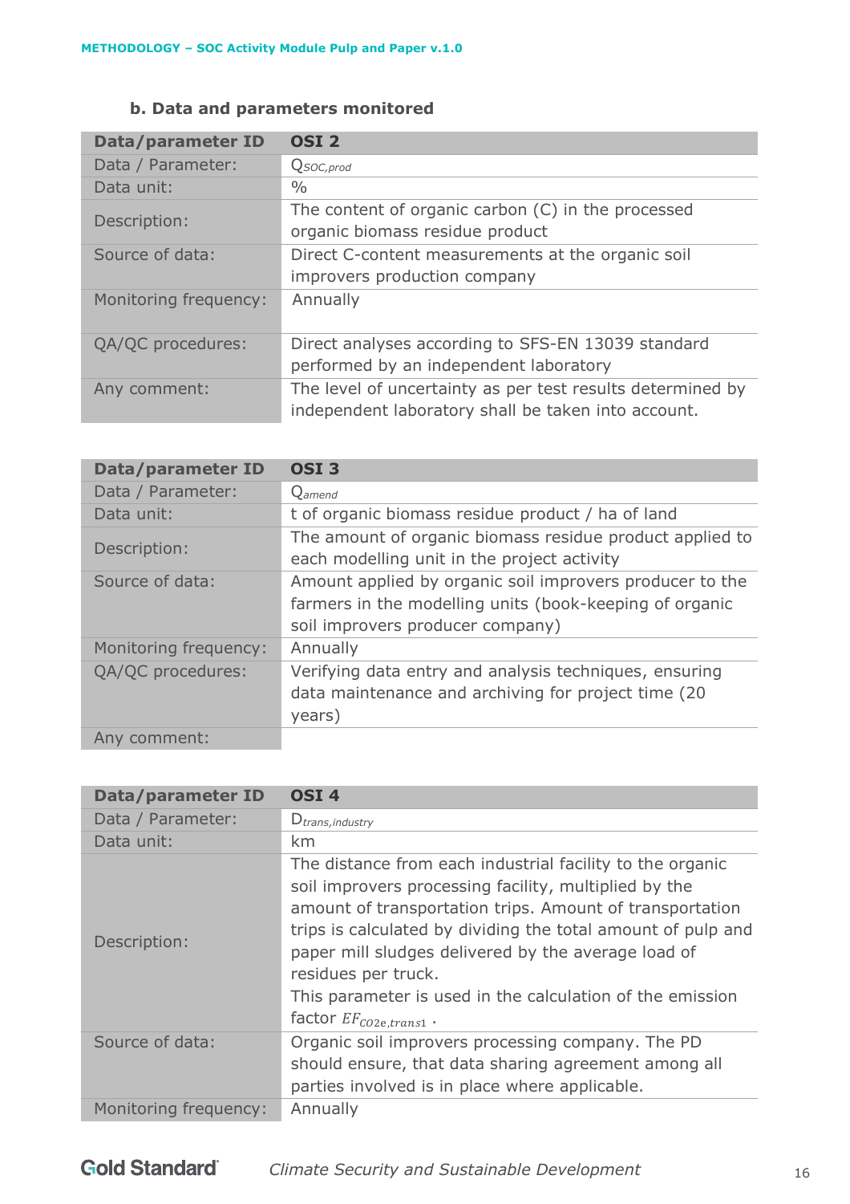### b. Data and parameters monitored

| Data/parameter ID | OSI 2 |
|---|---|
| Data / Parameter: | $Q_{SOC,prod}$ |
| Data unit: | % |
| Description: | The content of organic carbon (C) in the processed organic biomass residue product |
| Source of data: | Direct C-content measurements at the organic soil improvers production company |
| Monitoring frequency: | Annually |
| QA/QC procedures: | Direct analyses according to SFS-EN 13039 standard performed by an independent laboratory |
| Any comment: | The level of uncertainty as per test results determined by independent laboratory shall be taken into account. |

| Data/parameter ID | OSI 3 |
|---|---|
| Data / Parameter: | $Q_{amend}$ |
| Data unit: | t of organic biomass residue product / ha of land |
| Description: | The amount of organic biomass residue product applied to each modelling unit in the project activity |
| Source of data: | Amount applied by organic soil improvers producer to the farmers in the modelling units (book-keeping of organic soil improvers producer company) |
| Monitoring frequency: | Annually |
| QA/QC procedures: | Verifying data entry and analysis techniques, ensuring data maintenance and archiving for project time (20 years) |
| Any comment: | |

| Data/parameter ID | OSI 4 |
|---|---|
| Data / Parameter: | $D_{trans,industry}$ |
| Data unit: | km |
| Description: | The distance from each industrial facility to the organic soil improvers processing facility, multiplied by the amount of transportation trips. Amount of transportation trips is calculated by dividing the total amount of pulp and paper mill sludges delivered by the average load of residues per truck. This parameter is used in the calculation of the emission factor $EF_{CO2e,trans1}$ . |
| Source of data: | Organic soil improvers processing company. The PD should ensure, that data sharing agreement among all parties involved is in place where applicable. |
| Monitoring frequency: | Annually |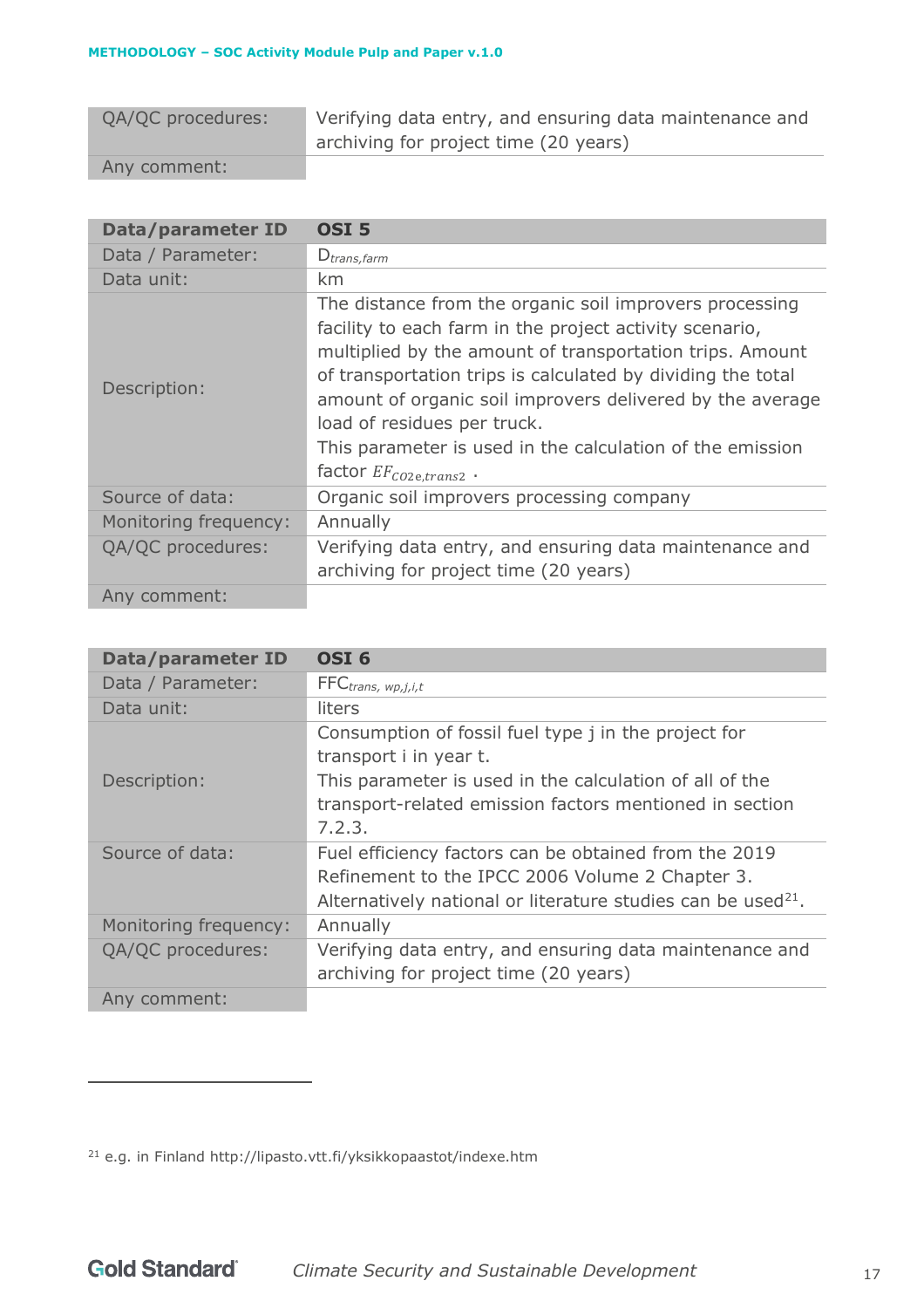| QA/QC procedures: | Verifying data entry, and ensuring data maintenance and archiving for project time (20 years) |
|---|---|
| Any comment: | |

| Data/parameter ID | OSI 5 |
|---|---|
| Data / Parameter: | $D_{trans,farm}$ |
| Data unit: | km |
| Description: | The distance from the organic soil improvers processing facility to each farm in the project activity scenario, multiplied by the amount of transportation trips. Amount of transportation trips is calculated by dividing the total amount of organic soil improvers delivered by the average load of residues per truck.<br>This parameter is used in the calculation of the emission factor $EF_{CO2e,trans2}$ . |
| Source of data: | Organic soil improvers processing company |
| Monitoring frequency: | Annually |
| QA/QC procedures: | Verifying data entry, and ensuring data maintenance and archiving for project time (20 years) |
| Any comment: | |

| Data/parameter ID | OSI 6 |
|---|---|
| Data / Parameter: | $FFC_{trans,\ wp,j,i,t}$ |
| Data unit: | liters |
| Description: | Consumption of fossil fuel type j in the project for transport i in year t.<br>This parameter is used in the calculation of all of the transport-related emission factors mentioned in section 7.2.3. |
| Source of data: | Fuel efficiency factors can be obtained from the 2019 Refinement to the IPCC 2006 Volume 2 Chapter 3. Alternatively national or literature studies can be used[21]. |
| Monitoring frequency: | Annually |
| QA/QC procedures: | Verifying data entry, and ensuring data maintenance and archiving for project time (20 years) |
| Any comment: | |

[21] e.g. in Finland http://lipasto.vtt.fi/yksikkopaastot/indexe.htm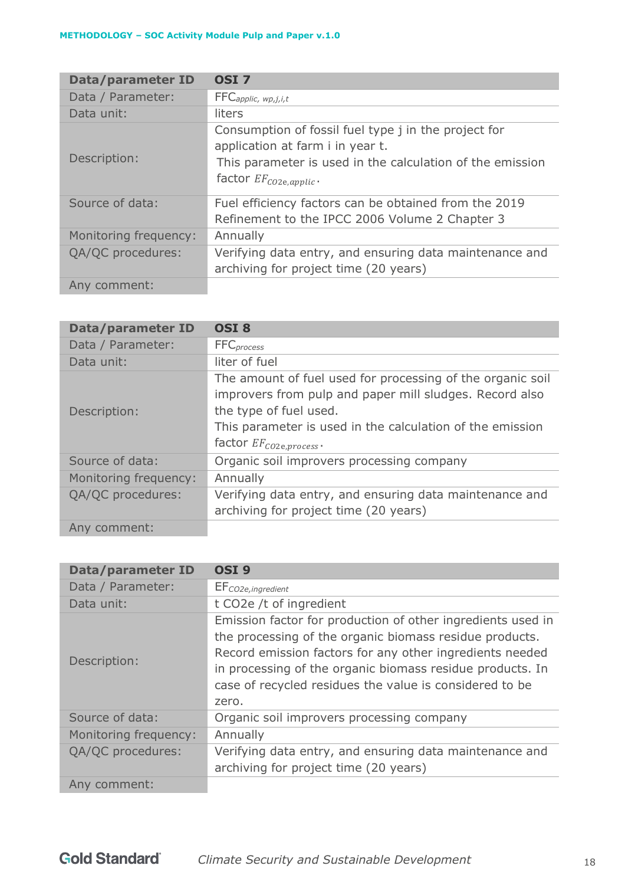| Data/parameter ID | OSI 7 |
|---|---|
| Data / Parameter: | $FFC_{applic, wp,j,i,t}$ |
| Data unit: | liters |
| Description: | Consumption of fossil fuel type j in the project for application at farm i in year t. This parameter is used in the calculation of the emission factor $EF_{CO2e,applic}$. |
| Source of data: | Fuel efficiency factors can be obtained from the 2019 Refinement to the IPCC 2006 Volume 2 Chapter 3 |
| Monitoring frequency: | Annually |
| QA/QC procedures: | Verifying data entry, and ensuring data maintenance and archiving for project time (20 years) |
| Any comment: | |

| Data/parameter ID | OSI 8 |
|---|---|
| Data / Parameter: | $FFC_{process}$ |
| Data unit: | liter of fuel |
| Description: | The amount of fuel used for processing of the organic soil improvers from pulp and paper mill sludges. Record also the type of fuel used. This parameter is used in the calculation of the emission factor $EF_{CO2e,process}$. |
| Source of data: | Organic soil improvers processing company |
| Monitoring frequency: | Annually |
| QA/QC procedures: | Verifying data entry, and ensuring data maintenance and archiving for project time (20 years) |
| Any comment: | |

| Data/parameter ID | OSI 9 |
|---|---|
| Data / Parameter: | $EF_{CO2e,ingredient}$ |
| Data unit: | t CO2e /t of ingredient |
| Description: | Emission factor for production of other ingredients used in the processing of the organic biomass residue products. Record emission factors for any other ingredients needed in processing of the organic biomass residue products. In case of recycled residues the value is considered to be zero. |
| Source of data: | Organic soil improvers processing company |
| Monitoring frequency: | Annually |
| QA/QC procedures: | Verifying data entry, and ensuring data maintenance and archiving for project time (20 years) |
| Any comment: | |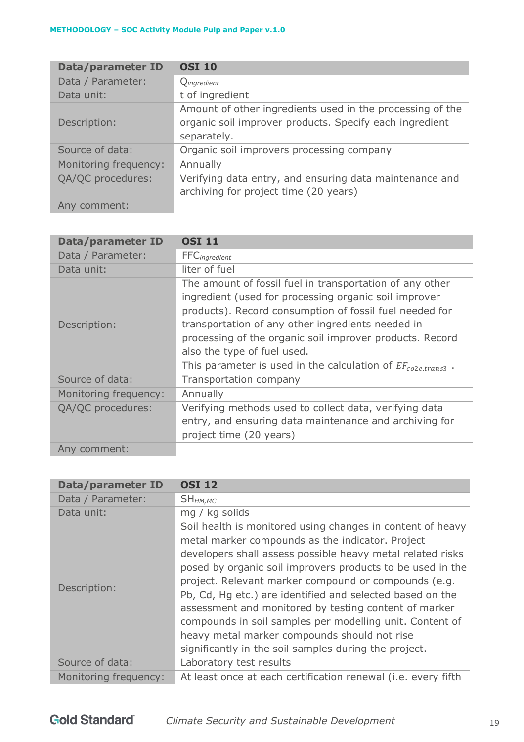| Data/parameter ID | OSI 10 |
|---|---|
| Data / Parameter: | $Q_{ingredient}$ |
| Data unit: | t of ingredient |
| Description: | Amount of other ingredients used in the processing of the organic soil improver products. Specify each ingredient separately. |
| Source of data: | Organic soil improvers processing company |
| Monitoring frequency: | Annually |
| QA/QC procedures: | Verifying data entry, and ensuring data maintenance and archiving for project time (20 years) |
| Any comment: | |

| Data/parameter ID | OSI 11 |
|---|---|
| Data / Parameter: | $FFC_{ingredient}$ |
| Data unit: | liter of fuel |
| Description: | The amount of fossil fuel in transportation of any other ingredient (used for processing organic soil improver products). Record consumption of fossil fuel needed for transportation of any other ingredients needed in processing of the organic soil improver products. Record also the type of fuel used. This parameter is used in the calculation of $EF_{co2e,trans3}$ . |
| Source of data: | Transportation company |
| Monitoring frequency: | Annually |
| QA/QC procedures: | Verifying methods used to collect data, verifying data entry, and ensuring data maintenance and archiving for project time (20 years) |
| Any comment: | |

| Data/parameter ID | OSI 12 |
|---|---|
| Data / Parameter: | $SH_{HM,MC}$ |
| Data unit: | mg / kg solids |
| Description: | Soil health is monitored using changes in content of heavy metal marker compounds as the indicator. Project developers shall assess possible heavy metal related risks posed by organic soil improvers products to be used in the project. Relevant marker compound or compounds (e.g. Pb, Cd, Hg etc.) are identified and selected based on the assessment and monitored by testing content of marker compounds in soil samples per modelling unit. Content of heavy metal marker compounds should not rise significantly in the soil samples during the project. |
| Source of data: | Laboratory test results |
| Monitoring frequency: | At least once at each certification renewal (i.e. every fifth |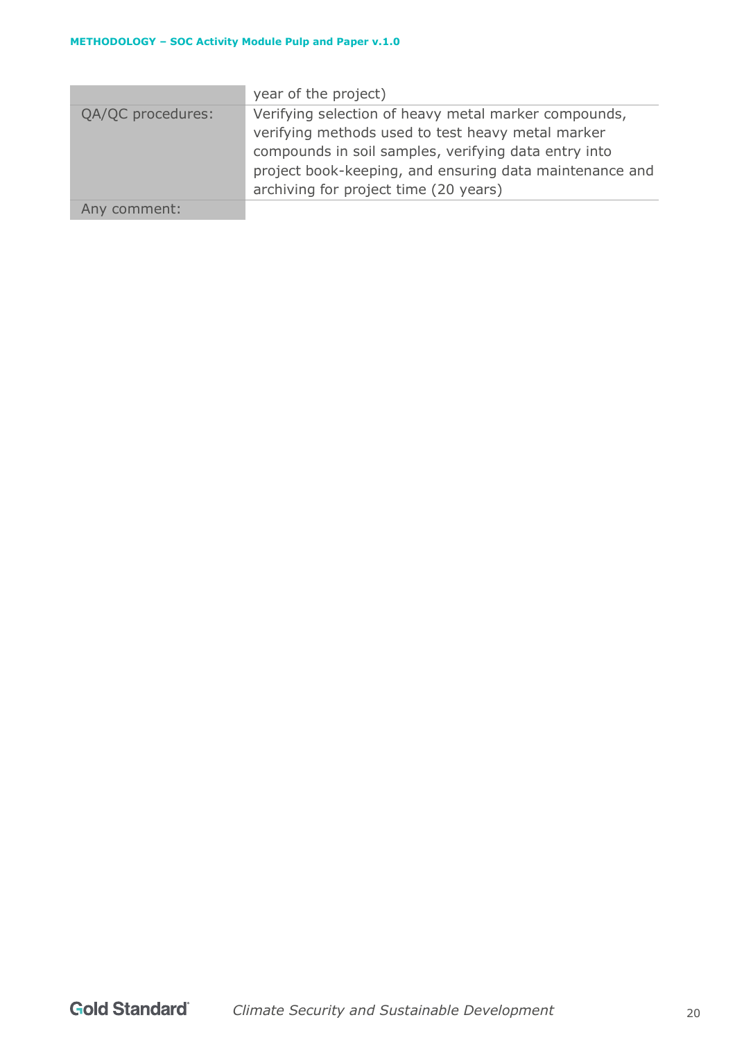| | |
|---|---|
| | year of the project) |
| QA/QC procedures: | Verifying selection of heavy metal marker compounds, verifying methods used to test heavy metal marker compounds in soil samples, verifying data entry into project book-keeping, and ensuring data maintenance and archiving for project time (20 years) |
| Any comment: | |